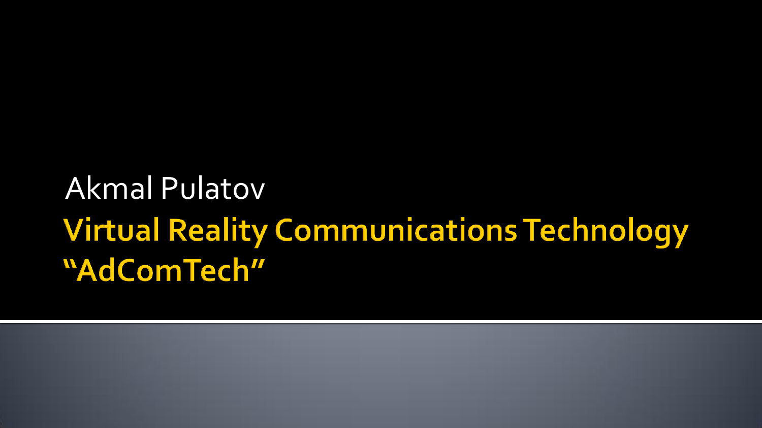Akmal Pulatov

# Virtual Reality Communications Technology "AdComTech"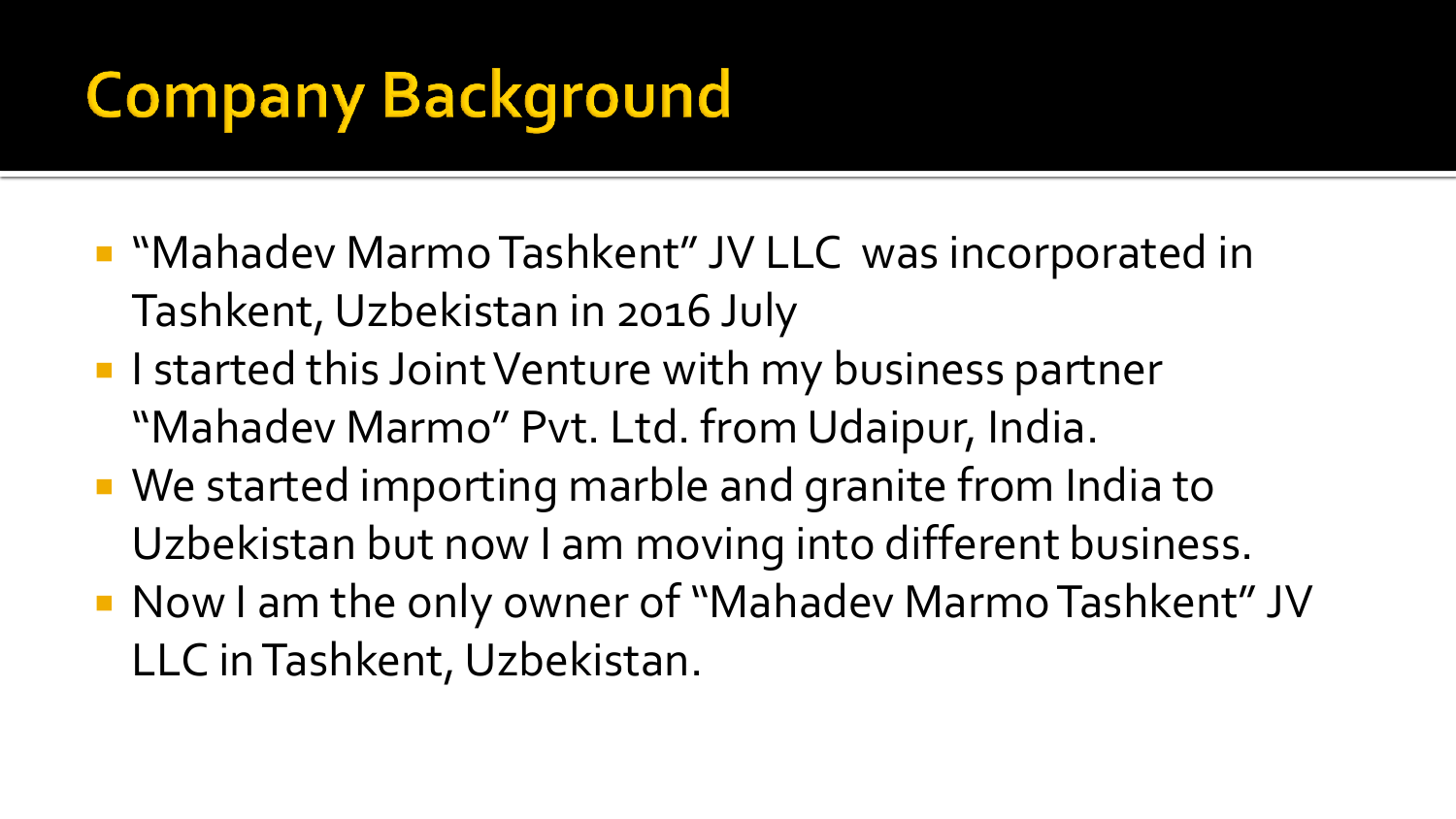# Company Background

- "Mahadev Marmo Tashkent" JV LLC was incorporated in Tashkent, Uzbekistan in 2016 July
- I started this Joint Venture with my business partner "Mahadev Marmo" Pvt. Ltd. from Udaipur, India.
- We started importing marble and granite from India to Uzbekistan but now I am moving into different business.
- Now I am the only owner of "Mahadev Marmo Tashkent" JV LLC in Tashkent, Uzbekistan.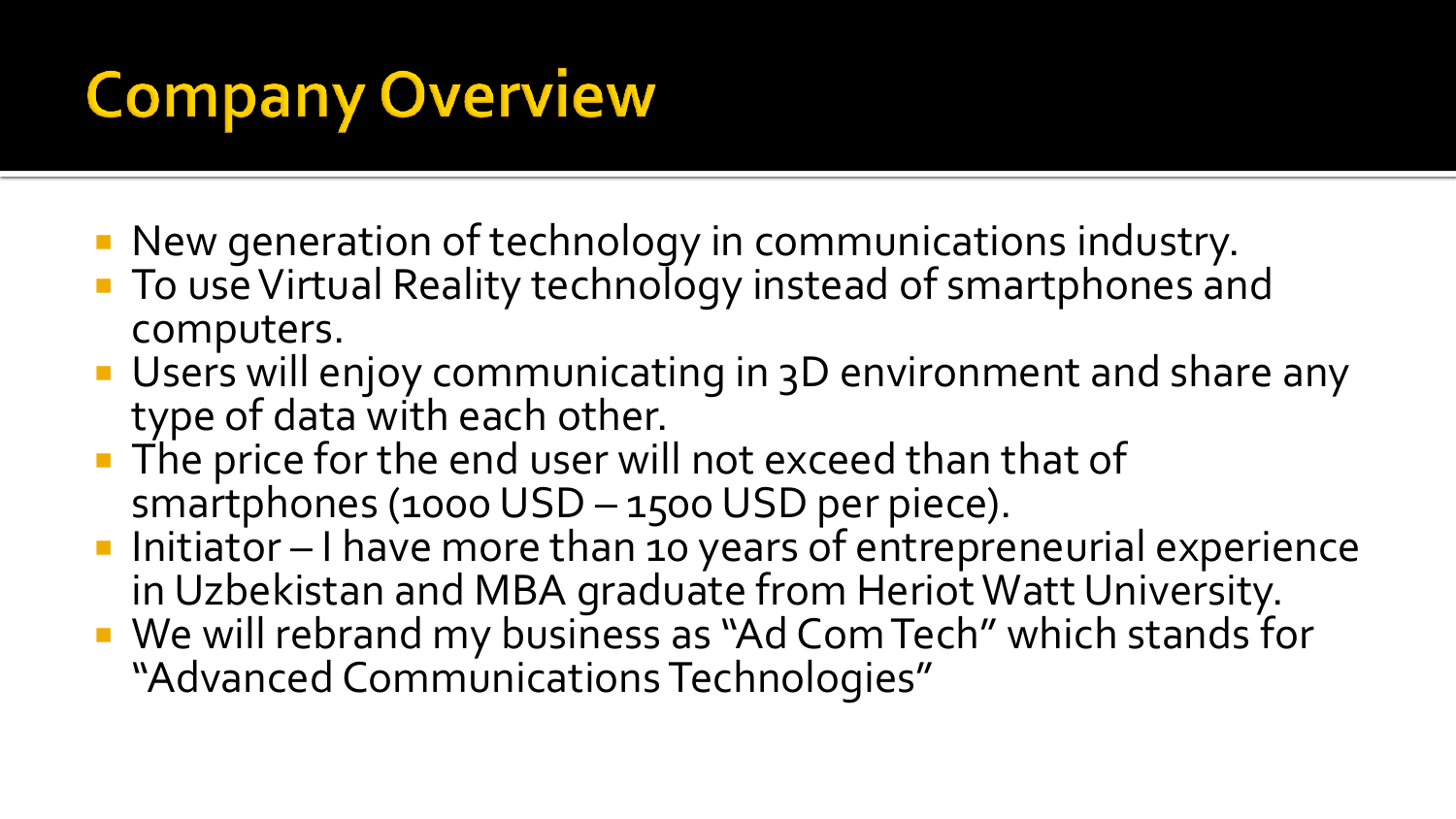# Company Overview

- New generation of technology in communications industry.
- To use Virtual Reality technology instead of smartphones and computers.
- Users will enjoy communicating in 3D environment and share any type of data with each other.
- The price for the end user will not exceed than that of smartphones (1000 USD – 1500 USD per piece).
- Initiator – I have more than 10 years of entrepreneurial experience in Uzbekistan and MBA graduate from Heriot Watt University.
- We will rebrand my business as "Ad Com Tech" which stands for "Advanced Communications Technologies"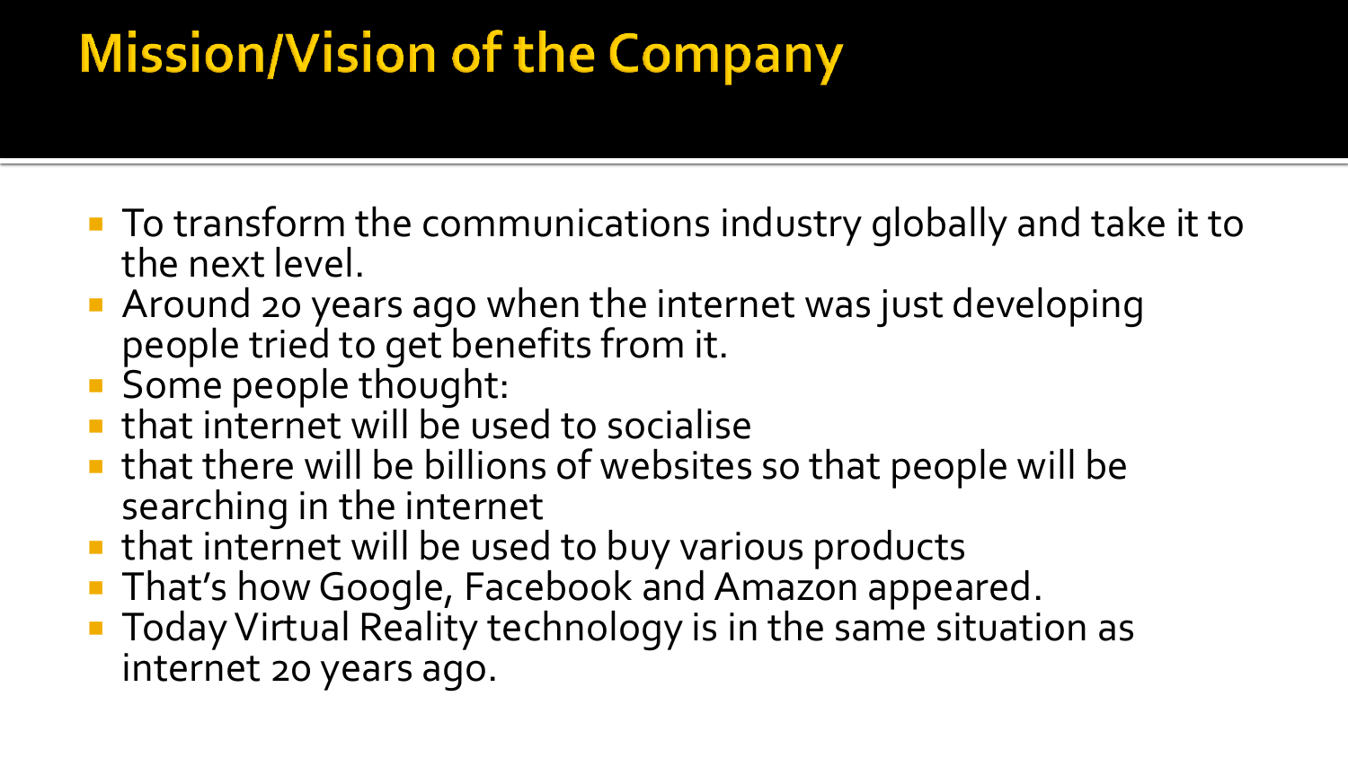# Mission/Vision of the Company

- To transform the communications industry globally and take it to the next level.
- Around 20 years ago when the internet was just developing people tried to get benefits from it.
- Some people thought:
- that internet will be used to socialise
- that there will be billions of websites so that people will be searching in the internet
- that internet will be used to buy various products
- That's how Google, Facebook and Amazon appeared.
- Today Virtual Reality technology is in the same situation as internet 20 years ago.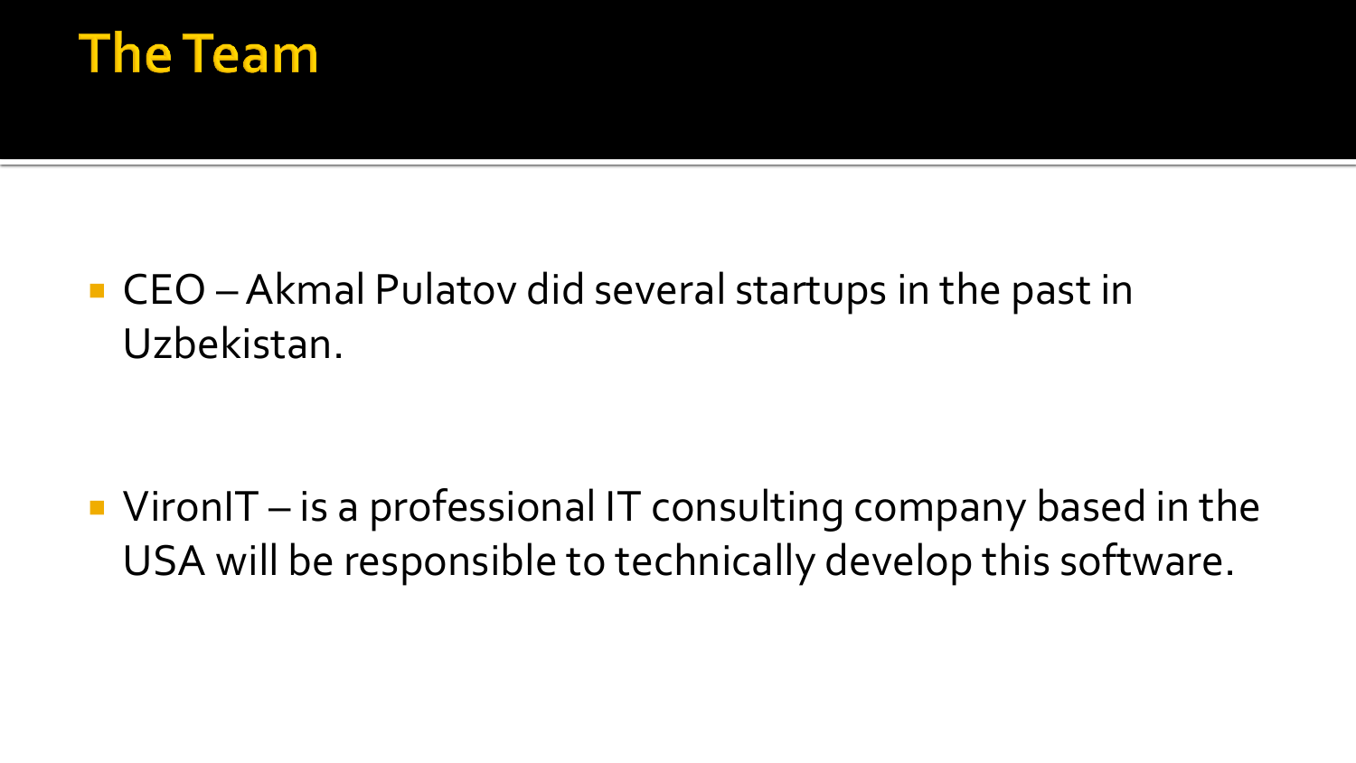# The Team

- CEO – Akmal Pulatov did several startups in the past in Uzbekistan.

- VironIT – is a professional IT consulting company based in the USA will be responsible to technically develop this software.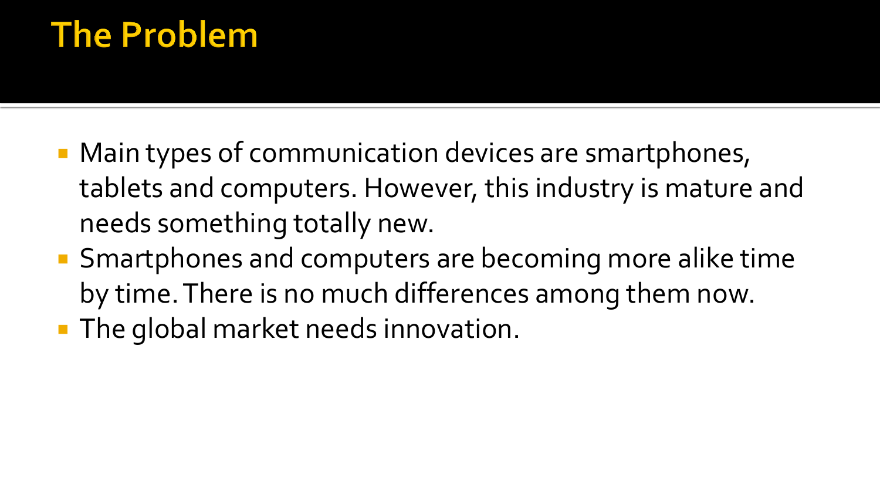# The Problem

- Main types of communication devices are smartphones, tablets and computers. However, this industry is mature and needs something totally new.
- Smartphones and computers are becoming more alike time by time. There is no much differences among them now.
- The global market needs innovation.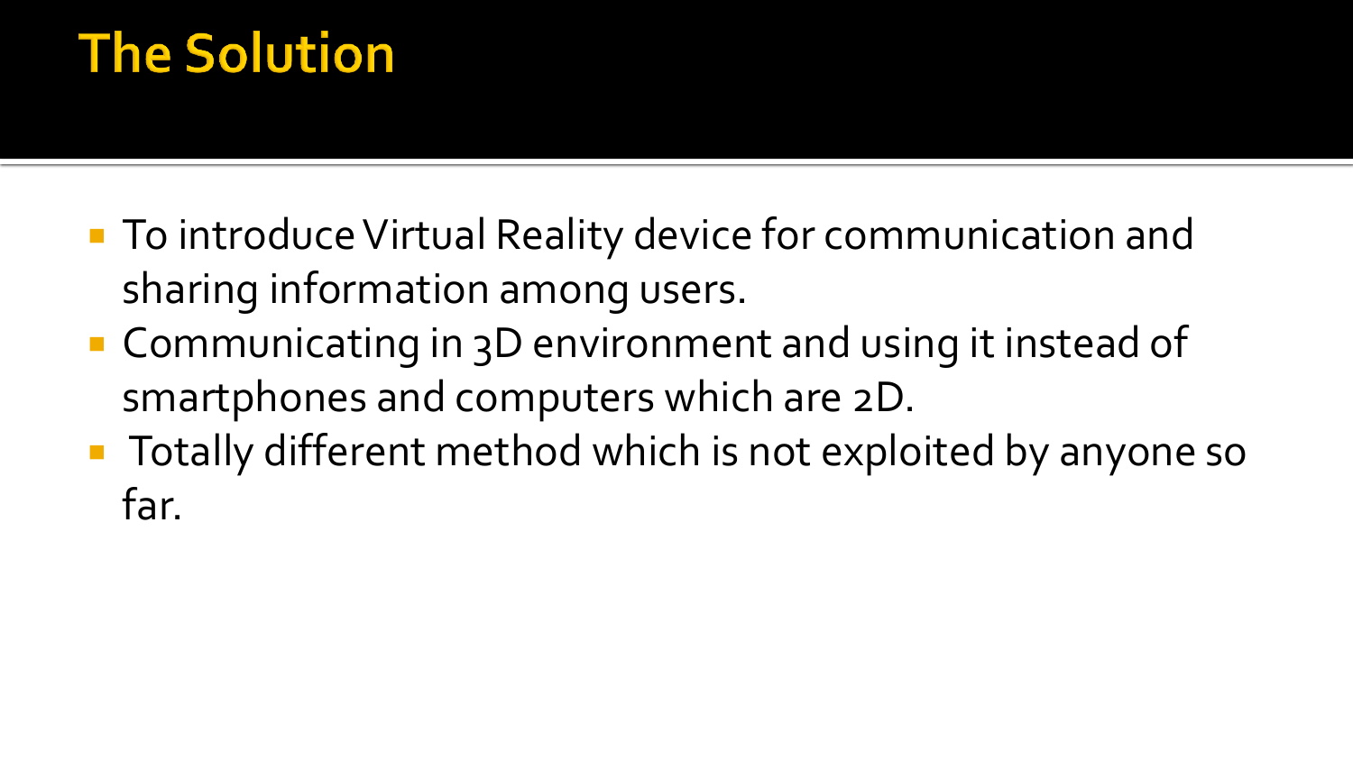# The Solution

- To introduce Virtual Reality device for communication and sharing information among users.
- Communicating in 3D environment and using it instead of smartphones and computers which are 2D.
- Totally different method which is not exploited by anyone so far.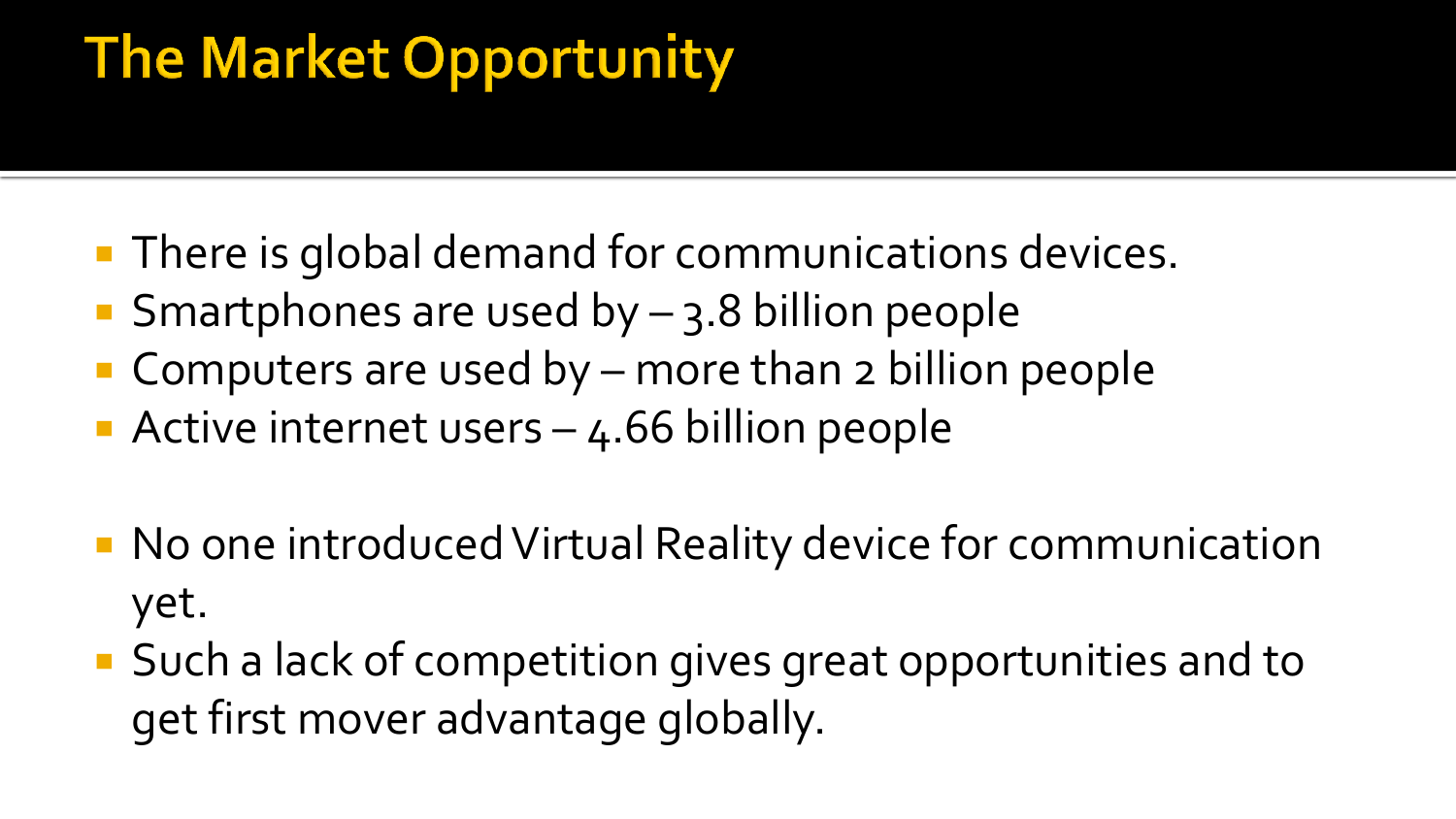# The Market Opportunity

- There is global demand for communications devices.
- Smartphones are used by – 3.8 billion people
- Computers are used by – more than 2 billion people
- Active internet users – 4.66 billion people

- No one introduced Virtual Reality device for communication yet.
- Such a lack of competition gives great opportunities and to get first mover advantage globally.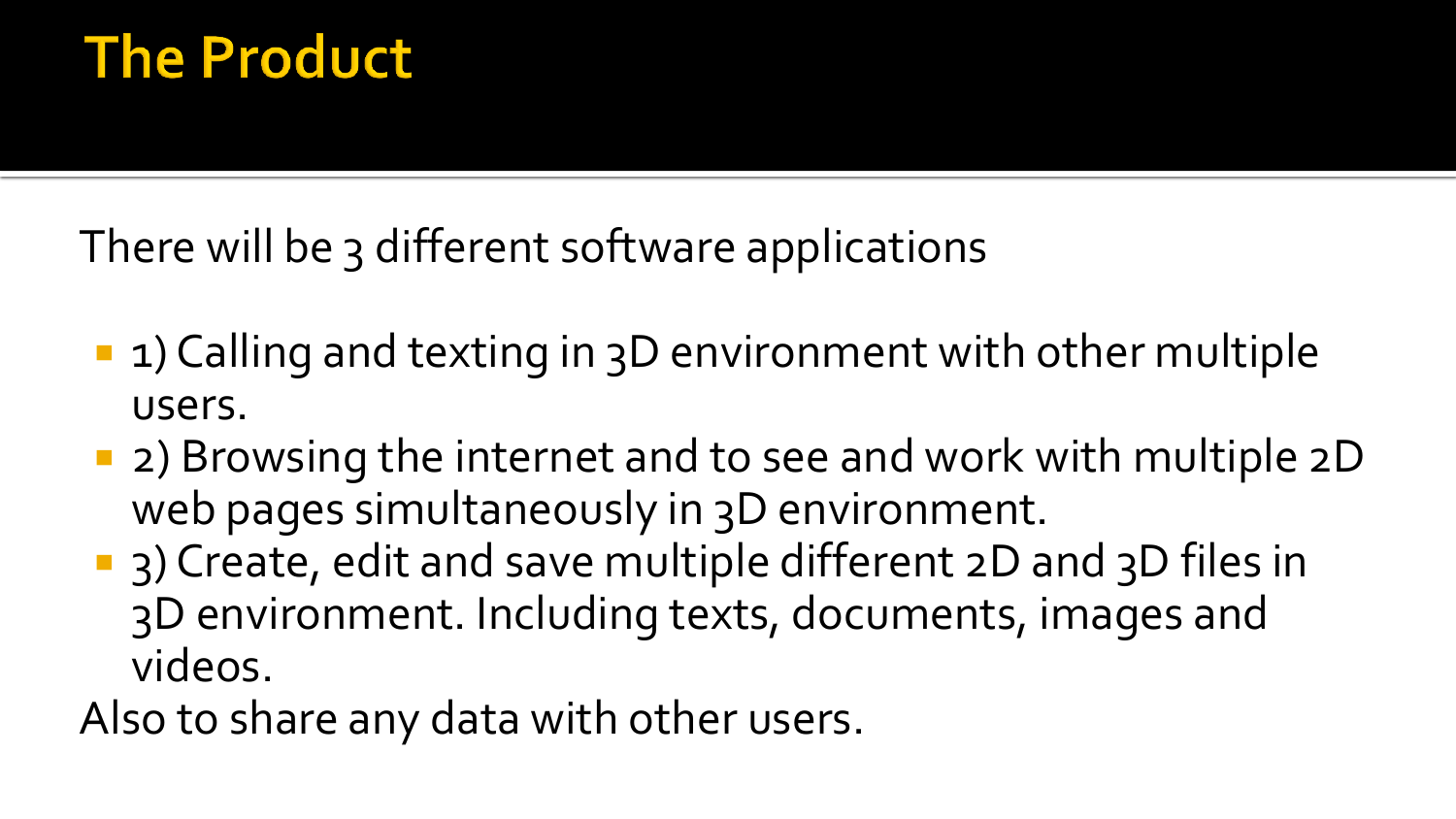# The Product

There will be 3 different software applications

- 1) Calling and texting in 3D environment with other multiple users.
- 2) Browsing the internet and to see and work with multiple 2D web pages simultaneously in 3D environment.
- 3) Create, edit and save multiple different 2D and 3D files in 3D environment. Including texts, documents, images and videos.

Also to share any data with other users.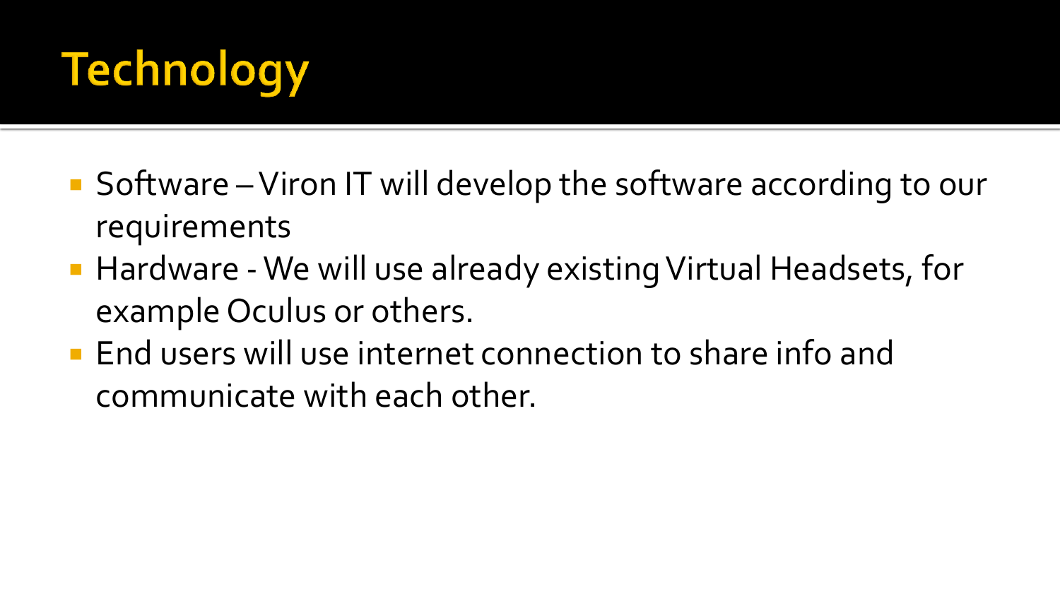# Technology

- Software – Viron IT will develop the software according to our requirements
- Hardware - We will use already existing Virtual Headsets, for example Oculus or others.
- End users will use internet connection to share info and communicate with each other.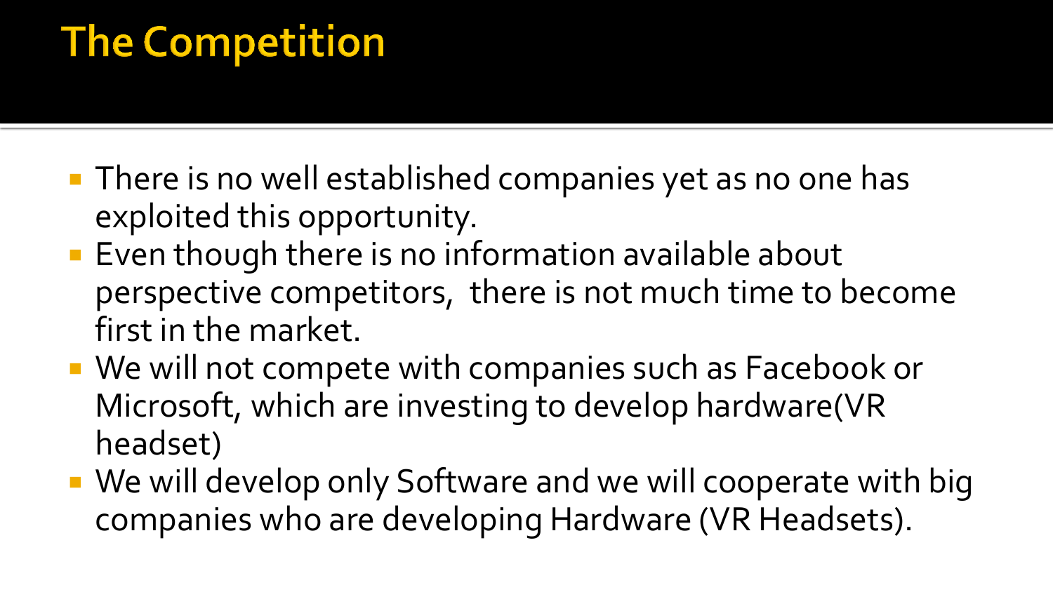# The Competition

- There is no well established companies yet as no one has exploited this opportunity.
- Even though there is no information available about perspective competitors,  there is not much time to become first in the market.
- We will not compete with companies such as Facebook or Microsoft, which are investing to develop hardware(VR headset)
- We will develop only Software and we will cooperate with big companies who are developing Hardware (VR Headsets).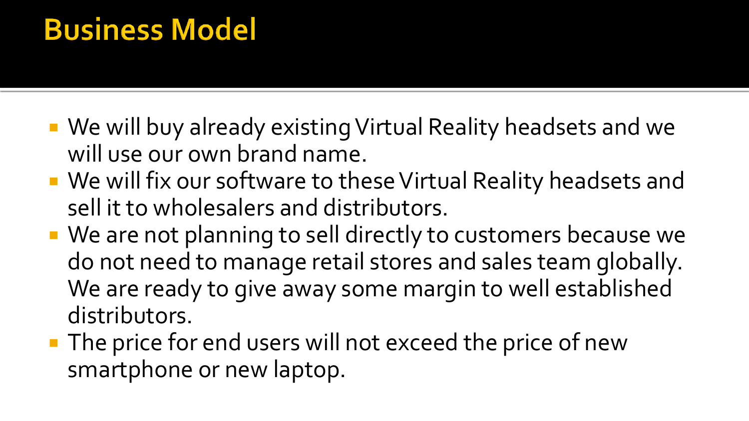# Business Model

- We will buy already existing Virtual Reality headsets and we will use our own brand name.
- We will fix our software to these Virtual Reality headsets and sell it to wholesalers and distributors.
- We are not planning to sell directly to customers because we do not need to manage retail stores and sales team globally. We are ready to give away some margin to well established distributors.
- The price for end users will not exceed the price of new smartphone or new laptop.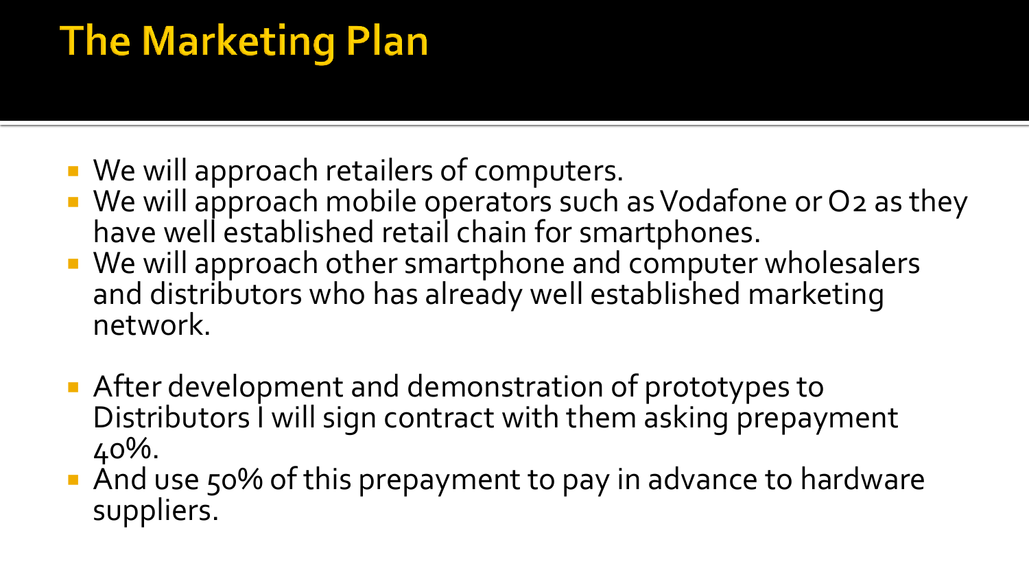# The Marketing Plan

- We will approach retailers of computers.
- We will approach mobile operators such as Vodafone or O2 as they have well established retail chain for smartphones.
- We will approach other smartphone and computer wholesalers and distributors who has already well established marketing network.

- After development and demonstration of prototypes to Distributors I will sign contract with them asking prepayment 40%.
- And use 50% of this prepayment to pay in advance to hardware suppliers.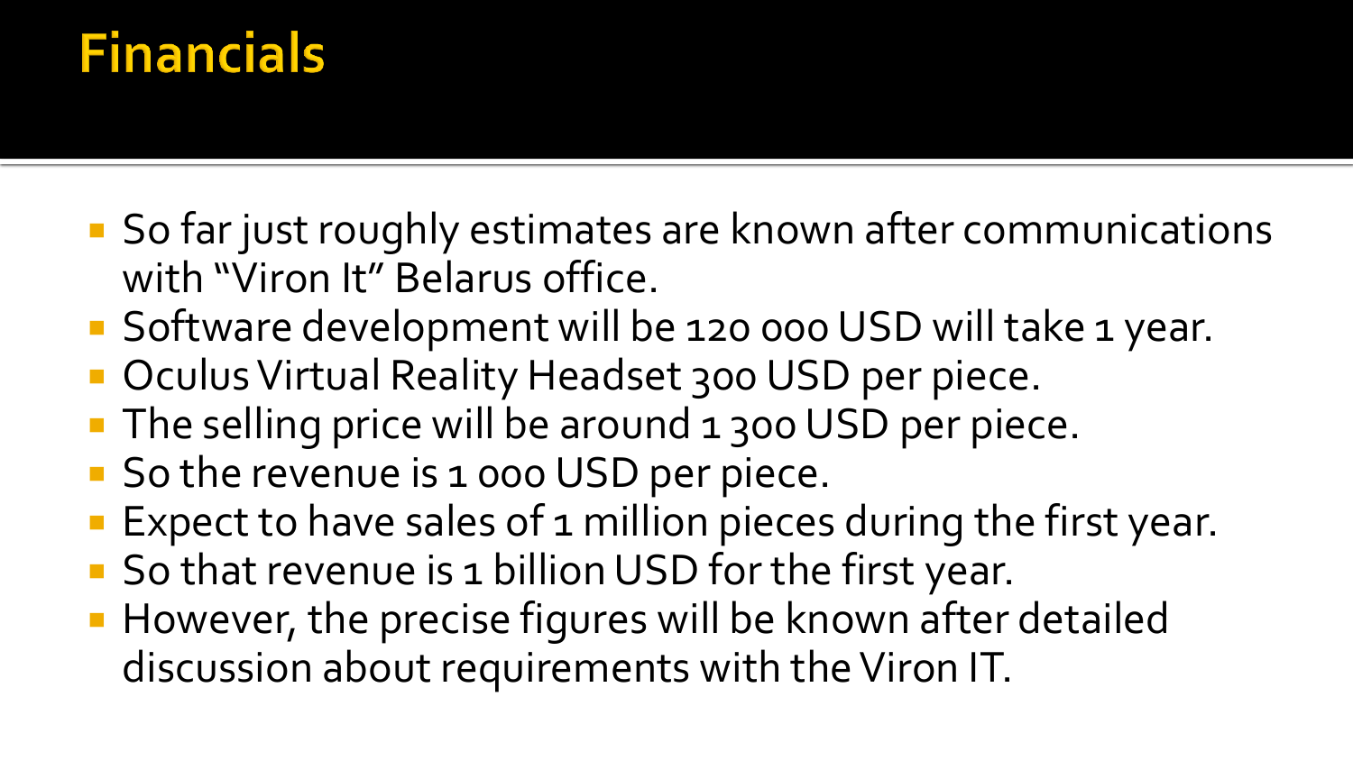# Financials

- So far just roughly estimates are known after communications with "Viron It" Belarus office.
- Software development will be 120 000 USD will take 1 year.
- Oculus Virtual Reality Headset 300 USD per piece.
- The selling price will be around 1 300 USD per piece.
- So the revenue is 1 000 USD per piece.
- Expect to have sales of 1 million pieces during the first year.
- So that revenue is 1 billion USD for the first year.
- However, the precise figures will be known after detailed discussion about requirements with the Viron IT.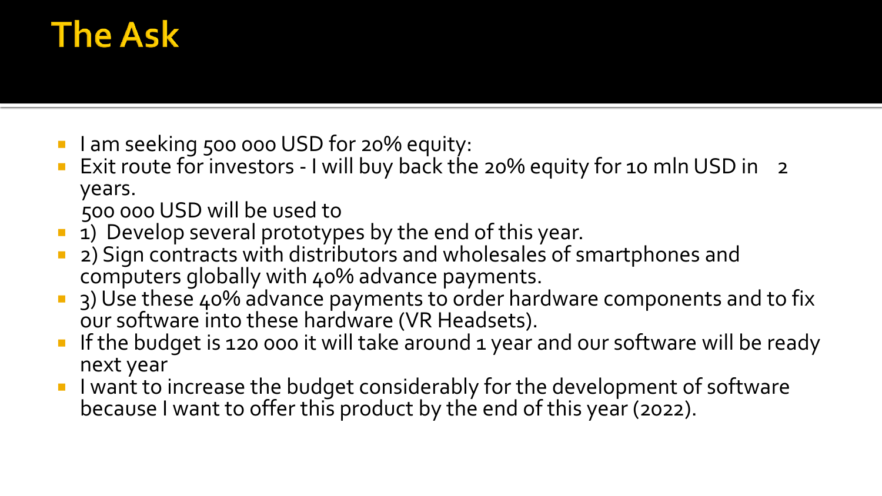# The Ask

- I am seeking 500 000 USD for 20% equity:
- Exit route for investors - I will buy back the 20% equity for 10 mln USD in 2 years.

  500 000 USD will be used to
- 1) Develop several prototypes by the end of this year.
- 2) Sign contracts with distributors and wholesales of smartphones and computers globally with 40% advance payments.
- 3) Use these 40% advance payments to order hardware components and to fix our software into these hardware (VR Headsets).
- If the budget is 120 000 it will take around 1 year and our software will be ready next year
- I want to increase the budget considerably for the development of software because I want to offer this product by the end of this year (2022).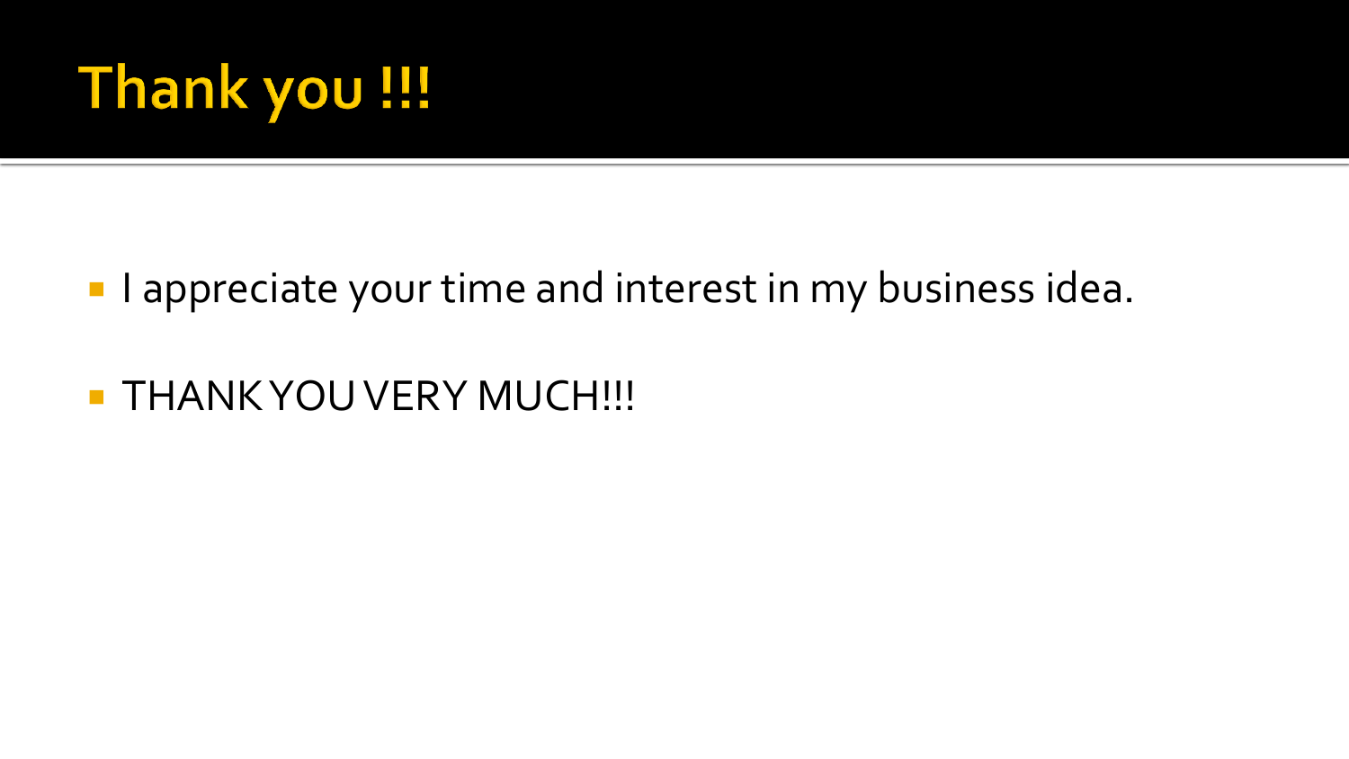# Thank you !!!

- I appreciate your time and interest in my business idea.
- THANK YOU VERY MUCH!!!